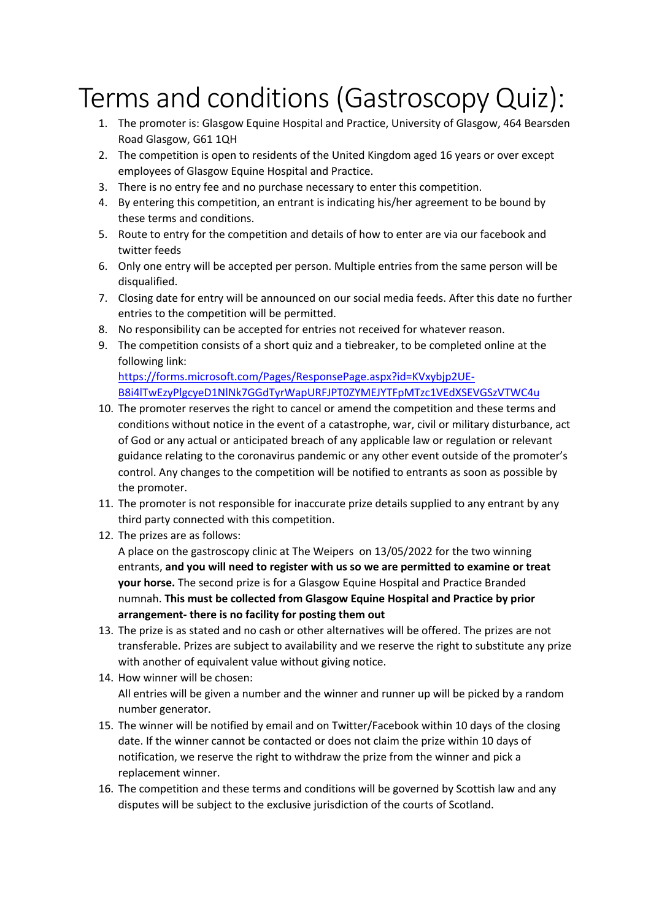# Terms and conditions (Gastroscopy Quiz):

1. The promoter is: Glasgow Equine Hospital and Practice, University of Glasgow, 464 Bearsden Road Glasgow, G61 1QH
2. The competition is open to residents of the United Kingdom aged 16 years or over except employees of Glasgow Equine Hospital and Practice.
3. There is no entry fee and no purchase necessary to enter this competition.
4. By entering this competition, an entrant is indicating his/her agreement to be bound by these terms and conditions.
5. Route to entry for the competition and details of how to enter are via our facebook and twitter feeds
6. Only one entry will be accepted per person. Multiple entries from the same person will be disqualified.
7. Closing date for entry will be announced on our social media feeds. After this date no further entries to the competition will be permitted.
8. No responsibility can be accepted for entries not received for whatever reason.
9. The competition consists of a short quiz and a tiebreaker, to be completed online at the following link: [https://forms.microsoft.com/Pages/ResponsePage.aspx?id=KVxybjp2UE-B8i4lTwEzyPlgcyeD1NlNk7GGdTyrWapURFJPT0ZYMEJYTFpMTzc1VEdXSEVGSzVTWC4u](https://forms.microsoft.com/Pages/ResponsePage.aspx?id=KVxybjp2UE-B8i4lTwEzyPlgcyeD1NlNk7GGdTyrWapURFJPT0ZYMEJYTFpMTzc1VEdXSEVGSzVTWC4u)
10. The promoter reserves the right to cancel or amend the competition and these terms and conditions without notice in the event of a catastrophe, war, civil or military disturbance, act of God or any actual or anticipated breach of any applicable law or regulation or relevant guidance relating to the coronavirus pandemic or any other event outside of the promoter's control. Any changes to the competition will be notified to entrants as soon as possible by the promoter.
11. The promoter is not responsible for inaccurate prize details supplied to any entrant by any third party connected with this competition.
12. The prizes are as follows:
    A place on the gastroscopy clinic at The Weipers on 13/05/2022 for the two winning entrants, **and you will need to register with us so we are permitted to examine or treat your horse.** The second prize is for a Glasgow Equine Hospital and Practice Branded numnah. **This must be collected from Glasgow Equine Hospital and Practice by prior arrangement- there is no facility for posting them out**
13. The prize is as stated and no cash or other alternatives will be offered. The prizes are not transferable. Prizes are subject to availability and we reserve the right to substitute any prize with another of equivalent value without giving notice.
14. How winner will be chosen:
    All entries will be given a number and the winner and runner up will be picked by a random number generator.
15. The winner will be notified by email and on Twitter/Facebook within 10 days of the closing date. If the winner cannot be contacted or does not claim the prize within 10 days of notification, we reserve the right to withdraw the prize from the winner and pick a replacement winner.
16. The competition and these terms and conditions will be governed by Scottish law and any disputes will be subject to the exclusive jurisdiction of the courts of Scotland.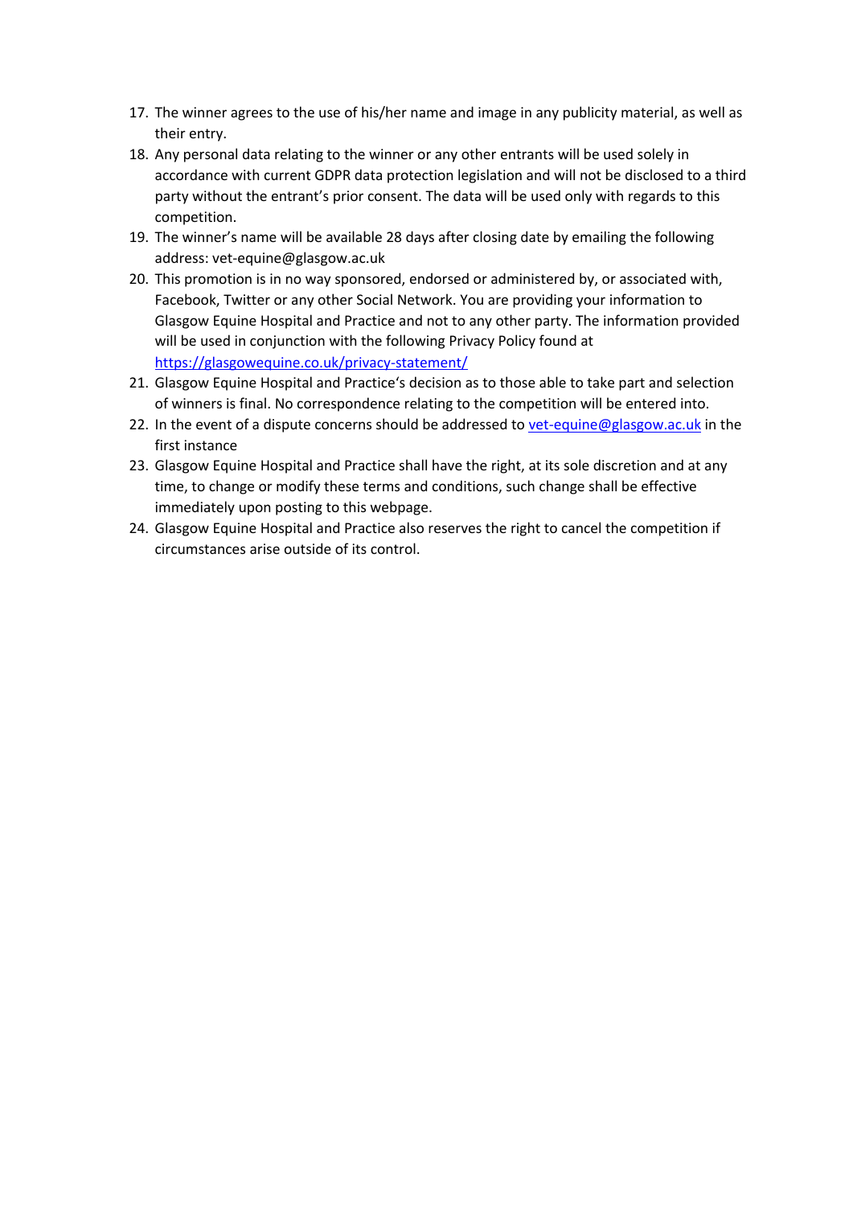17. The winner agrees to the use of his/her name and image in any publicity material, as well as their entry.
18. Any personal data relating to the winner or any other entrants will be used solely in accordance with current GDPR data protection legislation and will not be disclosed to a third party without the entrant's prior consent. The data will be used only with regards to this competition.
19. The winner's name will be available 28 days after closing date by emailing the following address: vet-equine@glasgow.ac.uk
20. This promotion is in no way sponsored, endorsed or administered by, or associated with, Facebook, Twitter or any other Social Network. You are providing your information to Glasgow Equine Hospital and Practice and not to any other party. The information provided will be used in conjunction with the following Privacy Policy found at [https://glasgowequine.co.uk/privacy-statement/](https://glasgowequine.co.uk/privacy-statement/)
21. Glasgow Equine Hospital and Practice's decision as to those able to take part and selection of winners is final. No correspondence relating to the competition will be entered into.
22. In the event of a dispute concerns should be addressed to [vet-equine@glasgow.ac.uk](mailto:vet-equine@glasgow.ac.uk) in the first instance
23. Glasgow Equine Hospital and Practice shall have the right, at its sole discretion and at any time, to change or modify these terms and conditions, such change shall be effective immediately upon posting to this webpage.
24. Glasgow Equine Hospital and Practice also reserves the right to cancel the competition if circumstances arise outside of its control.